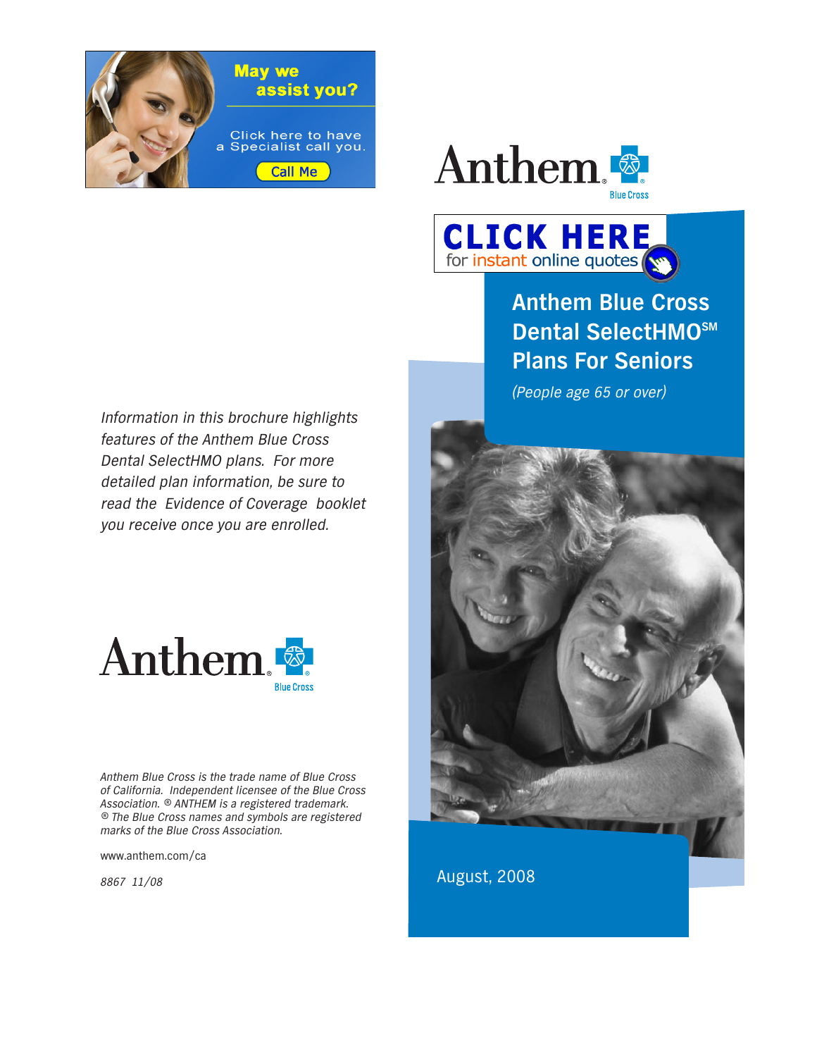May we assist you?

Click here to have a Specialist call you.

Call Me

Anthem Blue Cross

CLICK HERE for instant online quotes

# Anthem Blue Cross Dental SelectHMO℠ Plans For Seniors

*(People age 65 or over)*

August, 2008

*Information in this brochure highlights features of the Anthem Blue Cross Dental SelectHMO plans. For more detailed plan information, be sure to read the Evidence of Coverage booklet you receive once you are enrolled.*

Anthem Blue Cross

*Anthem Blue Cross is the trade name of Blue Cross of California. Independent licensee of the Blue Cross Association. ® ANTHEM is a registered trademark. ® The Blue Cross names and symbols are registered marks of the Blue Cross Association.*

www.anthem.com/ca

*8867 11/08*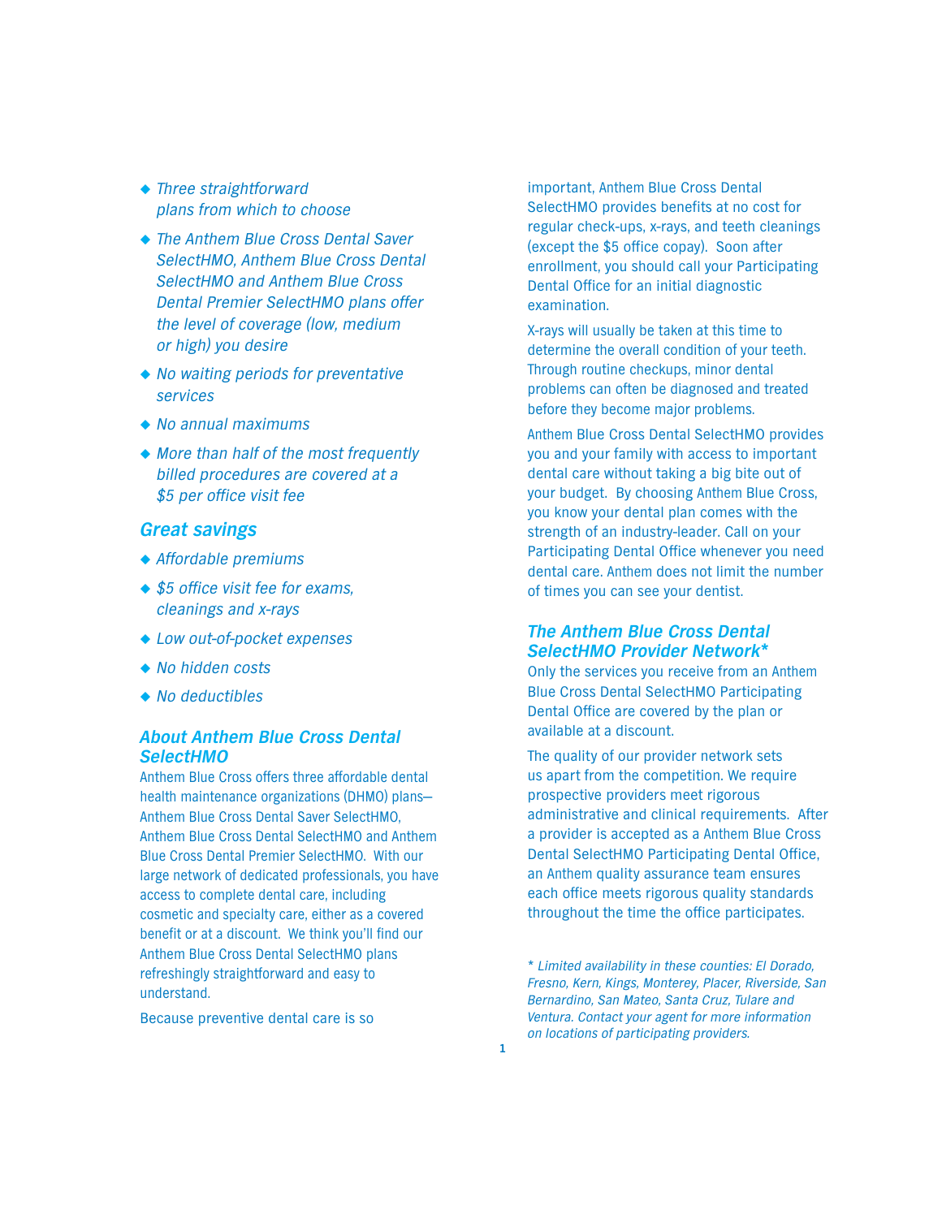- *Three straightforward plans from which to choose*
- *The Anthem Blue Cross Dental Saver SelectHMO, Anthem Blue Cross Dental SelectHMO and Anthem Blue Cross Dental Premier SelectHMO plans offer the level of coverage (low, medium or high) you desire*
- *No waiting periods for preventative services*
- *No annual maximums*
- *More than half of the most frequently billed procedures are covered at a $5 per office visit fee*

## Great savings

- *Affordable premiums*
- *$5 office visit fee for exams, cleanings and x-rays*
- *Low out-of-pocket expenses*
- *No hidden costs*
- *No deductibles*

## About Anthem Blue Cross Dental SelectHMO

Anthem Blue Cross offers three affordable dental health maintenance organizations (DHMO) plans—Anthem Blue Cross Dental Saver SelectHMO, Anthem Blue Cross Dental SelectHMO and Anthem Blue Cross Dental Premier SelectHMO. With our large network of dedicated professionals, you have access to complete dental care, including cosmetic and specialty care, either as a covered benefit or at a discount. We think you'll find our Anthem Blue Cross Dental SelectHMO plans refreshingly straightforward and easy to understand.

Because preventive dental care is so important, Anthem Blue Cross Dental SelectHMO provides benefits at no cost for regular check-ups, x-rays, and teeth cleanings (except the $5 office copay). Soon after enrollment, you should call your Participating Dental Office for an initial diagnostic examination.

X-rays will usually be taken at this time to determine the overall condition of your teeth. Through routine checkups, minor dental problems can often be diagnosed and treated before they become major problems.

Anthem Blue Cross Dental SelectHMO provides you and your family with access to important dental care without taking a big bite out of your budget. By choosing Anthem Blue Cross, you know your dental plan comes with the strength of an industry-leader. Call on your Participating Dental Office whenever you need dental care. Anthem does not limit the number of times you can see your dentist.

## The Anthem Blue Cross Dental SelectHMO Provider Network*

Only the services you receive from an Anthem Blue Cross Dental SelectHMO Participating Dental Office are covered by the plan or available at a discount.

The quality of our provider network sets us apart from the competition. We require prospective providers meet rigorous administrative and clinical requirements. After a provider is accepted as a Anthem Blue Cross Dental SelectHMO Participating Dental Office, an Anthem quality assurance team ensures each office meets rigorous quality standards throughout the time the office participates.

*\* Limited availability in these counties: El Dorado, Fresno, Kern, Kings, Monterey, Placer, Riverside, San Bernardino, San Mateo, Santa Cruz, Tulare and Ventura. Contact your agent for more information on locations of participating providers.*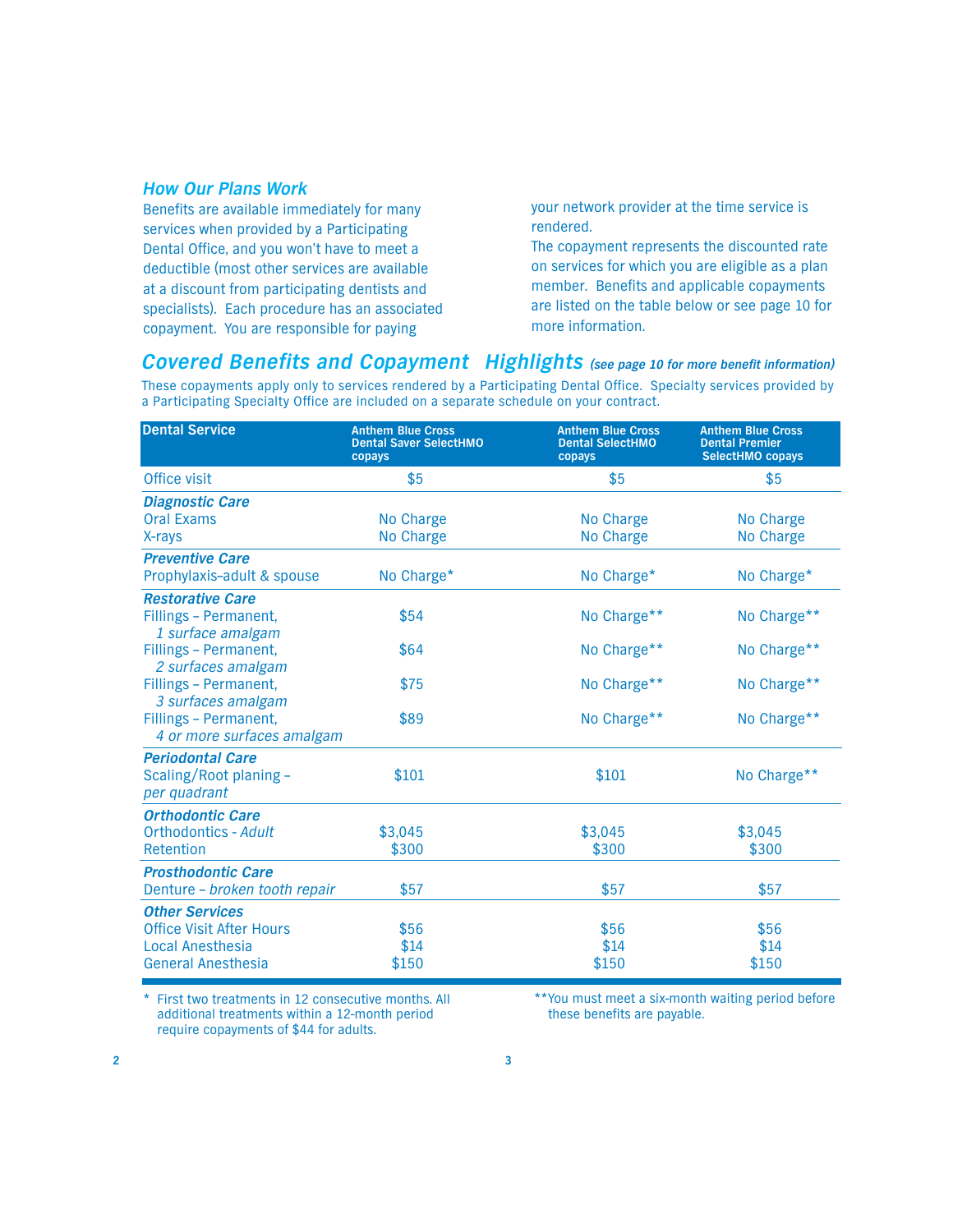## How Our Plans Work

Benefits are available immediately for many services when provided by a Participating Dental Office, and you won't have to meet a deductible (most other services are available at a discount from participating dentists and specialists). Each procedure has an associated copayment. You are responsible for paying your network provider at the time service is rendered.

The copayment represents the discounted rate on services for which you are eligible as a plan member. Benefits and applicable copayments are listed on the table below or see page 10 for more information.

## Covered Benefits and Copayment Highlights *(see page 10 for more benefit information)*

These copayments apply only to services rendered by a Participating Dental Office. Specialty services provided by a Participating Specialty Office are included on a separate schedule on your contract.

| Dental Service | Anthem Blue Cross Dental Saver SelectHMO copays | Anthem Blue Cross Dental SelectHMO copays | Anthem Blue Cross Dental Premier SelectHMO copays |
|---|---|---|---|
| Office visit | $5 | $5 | $5 |
| ***Diagnostic Care*** | | | |
| Oral Exams | No Charge | No Charge | No Charge |
| X-rays | No Charge | No Charge | No Charge |
| ***Preventive Care*** | | | |
| Prophylaxis–adult & spouse | No Charge* | No Charge* | No Charge* |
| ***Restorative Care*** | | | |
| Fillings – Permanent, *1 surface amalgam* | $54 | No Charge** | No Charge** |
| Fillings – Permanent, *2 surfaces amalgam* | $64 | No Charge** | No Charge** |
| Fillings – Permanent, *3 surfaces amalgam* | $75 | No Charge** | No Charge** |
| Fillings – Permanent, *4 or more surfaces amalgam* | $89 | No Charge** | No Charge** |
| ***Periodontal Care*** | | | |
| Scaling/Root planing – *per quadrant* | $101 | $101 | No Charge** |
| ***Orthodontic Care*** | | | |
| Orthodontics - *Adult* | $3,045 | $3,045 | $3,045 |
| Retention | $300 | $300 | $300 |
| ***Prosthodontic Care*** | | | |
| Denture – *broken tooth repair* | $57 | $57 | $57 |
| ***Other Services*** | | | |
| Office Visit After Hours | $56 | $56 | $56 |
| Local Anesthesia | $14 | $14 | $14 |
| General Anesthesia | $150 | $150 | $150 |

\* First two treatments in 12 consecutive months. All additional treatments within a 12-month period require copayments of $44 for adults.

**You must meet a six-month waiting period before these benefits are payable.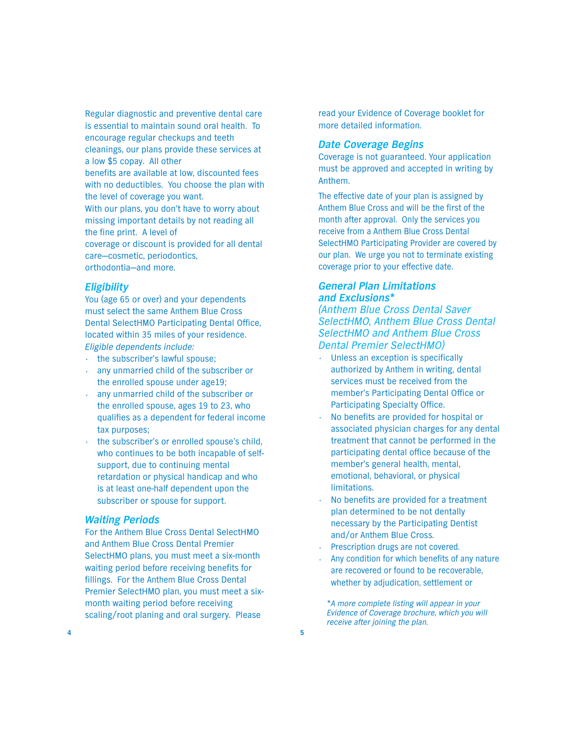Regular diagnostic and preventive dental care is essential to maintain sound oral health. To encourage regular checkups and teeth cleanings, our plans provide these services at a low $5 copay. All other benefits are available at low, discounted fees with no deductibles. You choose the plan with the level of coverage you want.

With our plans, you don't have to worry about missing important details by not reading all the fine print. A level of coverage or discount is provided for all dental care—cosmetic, periodontics, orthodontia—and more.

## *Eligibility*

You (age 65 or over) and your dependents must select the same Anthem Blue Cross Dental SelectHMO Participating Dental Office, located within 35 miles of your residence.

*Eligible dependents include:*

- the subscriber's lawful spouse;
- any unmarried child of the subscriber or the enrolled spouse under age19;
- any unmarried child of the subscriber or the enrolled spouse, ages 19 to 23, who qualifies as a dependent for federal income tax purposes;
- the subscriber's or enrolled spouse's child, who continues to be both incapable of self-support, due to continuing mental retardation or physical handicap and who is at least one-half dependent upon the subscriber or spouse for support.

## *Waiting Periods*

For the Anthem Blue Cross Dental SelectHMO and Anthem Blue Cross Dental Premier SelectHMO plans, you must meet a six-month waiting period before receiving benefits for fillings. For the Anthem Blue Cross Dental Premier SelectHMO plan, you must meet a six-month waiting period before receiving scaling/root planing and oral surgery. Please read your Evidence of Coverage booklet for more detailed information.

## *Date Coverage Begins*

Coverage is not guaranteed. Your application must be approved and accepted in writing by Anthem.

The effective date of your plan is assigned by Anthem Blue Cross and will be the first of the month after approval. Only the services you receive from a Anthem Blue Cross Dental SelectHMO Participating Provider are covered by our plan. We urge you not to terminate existing coverage prior to your effective date.

## *General Plan Limitations and Exclusions**

*(Anthem Blue Cross Dental Saver SelectHMO, Anthem Blue Cross Dental SelectHMO and Anthem Blue Cross Dental Premier SelectHMO)*

- Unless an exception is specifically authorized by Anthem in writing, dental services must be received from the member's Participating Dental Office or Participating Specialty Office.
- No benefits are provided for hospital or associated physician charges for any dental treatment that cannot be performed in the participating dental office because of the member's general health, mental, emotional, behavioral, or physical limitations.
- No benefits are provided for a treatment plan determined to be not dentally necessary by the Participating Dentist and/or Anthem Blue Cross.
- Prescription drugs are not covered.
- Any condition for which benefits of any nature are recovered or found to be recoverable, whether by adjudication, settlement or

**A more complete listing will appear in your Evidence of Coverage brochure, which you will receive after joining the plan.*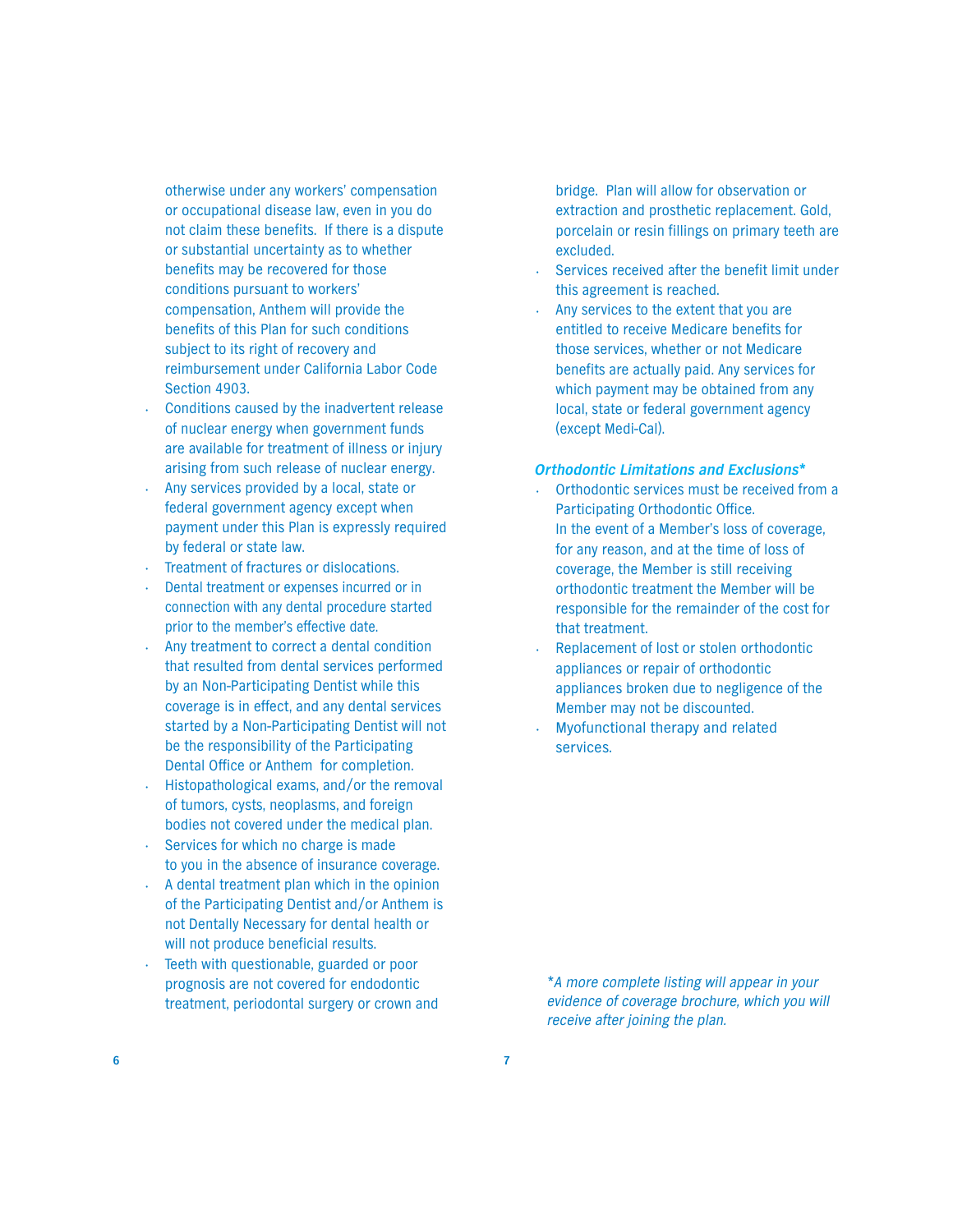otherwise under any workers' compensation or occupational disease law, even in you do not claim these benefits. If there is a dispute or substantial uncertainty as to whether benefits may be recovered for those conditions pursuant to workers' compensation, Anthem will provide the benefits of this Plan for such conditions subject to its right of recovery and reimbursement under California Labor Code Section 4903.

- Conditions caused by the inadvertent release of nuclear energy when government funds are available for treatment of illness or injury arising from such release of nuclear energy.
- Any services provided by a local, state or federal government agency except when payment under this Plan is expressly required by federal or state law.
- Treatment of fractures or dislocations.
- Dental treatment or expenses incurred or in connection with any dental procedure started prior to the member's effective date.
- Any treatment to correct a dental condition that resulted from dental services performed by an Non-Participating Dentist while this coverage is in effect, and any dental services started by a Non-Participating Dentist will not be the responsibility of the Participating Dental Office or Anthem for completion.
- Histopathological exams, and/or the removal of tumors, cysts, neoplasms, and foreign bodies not covered under the medical plan.
- Services for which no charge is made to you in the absence of insurance coverage.
- A dental treatment plan which in the opinion of the Participating Dentist and/or Anthem is not Dentally Necessary for dental health or will not produce beneficial results.
- Teeth with questionable, guarded or poor prognosis are not covered for endodontic treatment, periodontal surgery or crown and bridge. Plan will allow for observation or extraction and prosthetic replacement. Gold, porcelain or resin fillings on primary teeth are excluded.
- Services received after the benefit limit under this agreement is reached.
- Any services to the extent that you are entitled to receive Medicare benefits for those services, whether or not Medicare benefits are actually paid. Any services for which payment may be obtained from any local, state or federal government agency (except Medi-Cal).

### *Orthodontic Limitations and Exclusions**

- Orthodontic services must be received from a Participating Orthodontic Office.
  In the event of a Member's loss of coverage, for any reason, and at the time of loss of coverage, the Member is still receiving orthodontic treatment the Member will be responsible for the remainder of the cost for that treatment.
- Replacement of lost or stolen orthodontic appliances or repair of orthodontic appliances broken due to negligence of the Member may not be discounted.
- Myofunctional therapy and related services.

**A more complete listing will appear in your evidence of coverage brochure, which you will receive after joining the plan.*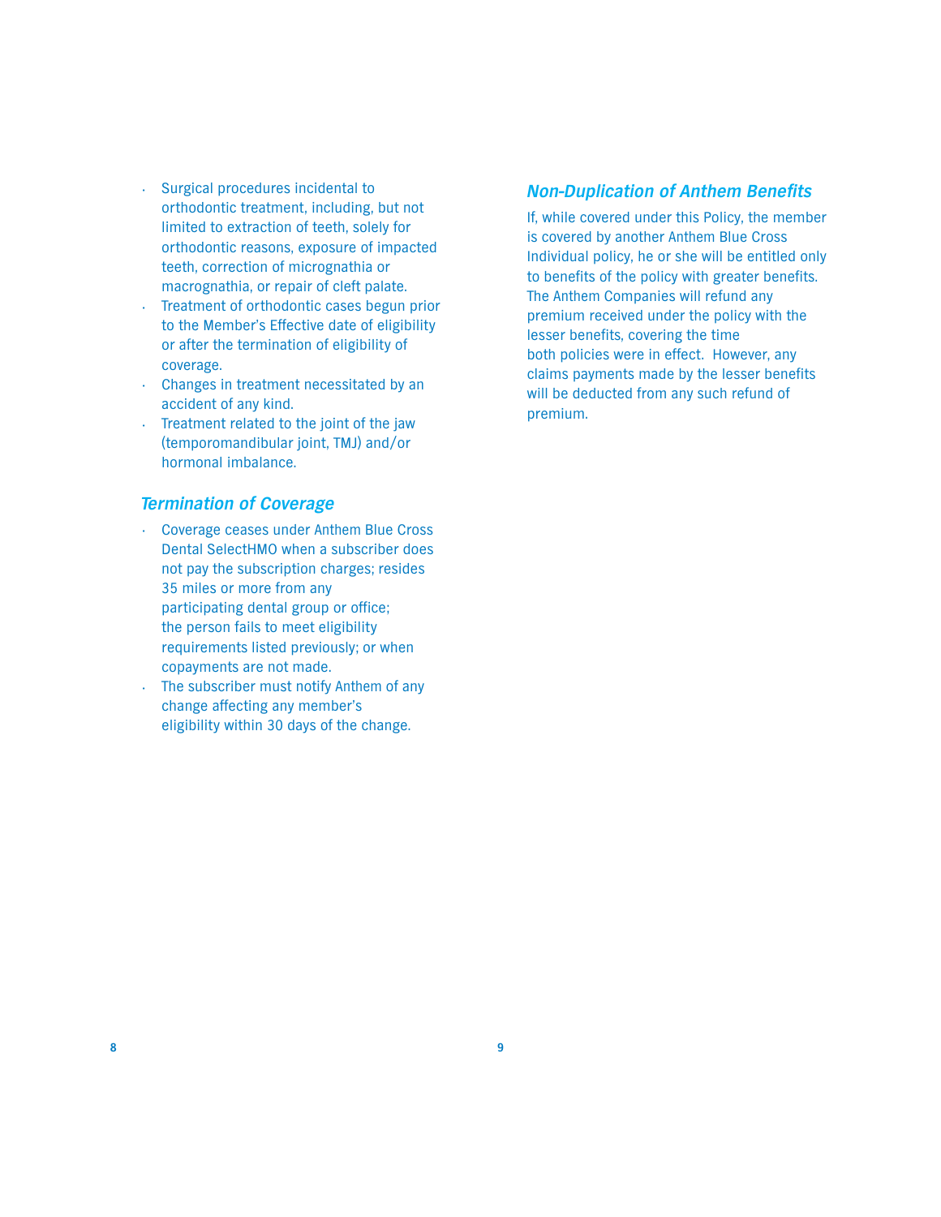- Surgical procedures incidental to orthodontic treatment, including, but not limited to extraction of teeth, solely for orthodontic reasons, exposure of impacted teeth, correction of micrognathia or macrognathia, or repair of cleft palate.
- Treatment of orthodontic cases begun prior to the Member's Effective date of eligibility or after the termination of eligibility of coverage.
- Changes in treatment necessitated by an accident of any kind.
- Treatment related to the joint of the jaw (temporomandibular joint, TMJ) and/or hormonal imbalance.

### *Termination of Coverage*

- Coverage ceases under Anthem Blue Cross Dental SelectHMO when a subscriber does not pay the subscription charges; resides 35 miles or more from any participating dental group or office; the person fails to meet eligibility requirements listed previously; or when copayments are not made.
- The subscriber must notify Anthem of any change affecting any member's eligibility within 30 days of the change.

### *Non-Duplication of Anthem Benefits*

If, while covered under this Policy, the member is covered by another Anthem Blue Cross Individual policy, he or she will be entitled only to benefits of the policy with greater benefits. The Anthem Companies will refund any premium received under the policy with the lesser benefits, covering the time both policies were in effect. However, any claims payments made by the lesser benefits will be deducted from any such refund of premium.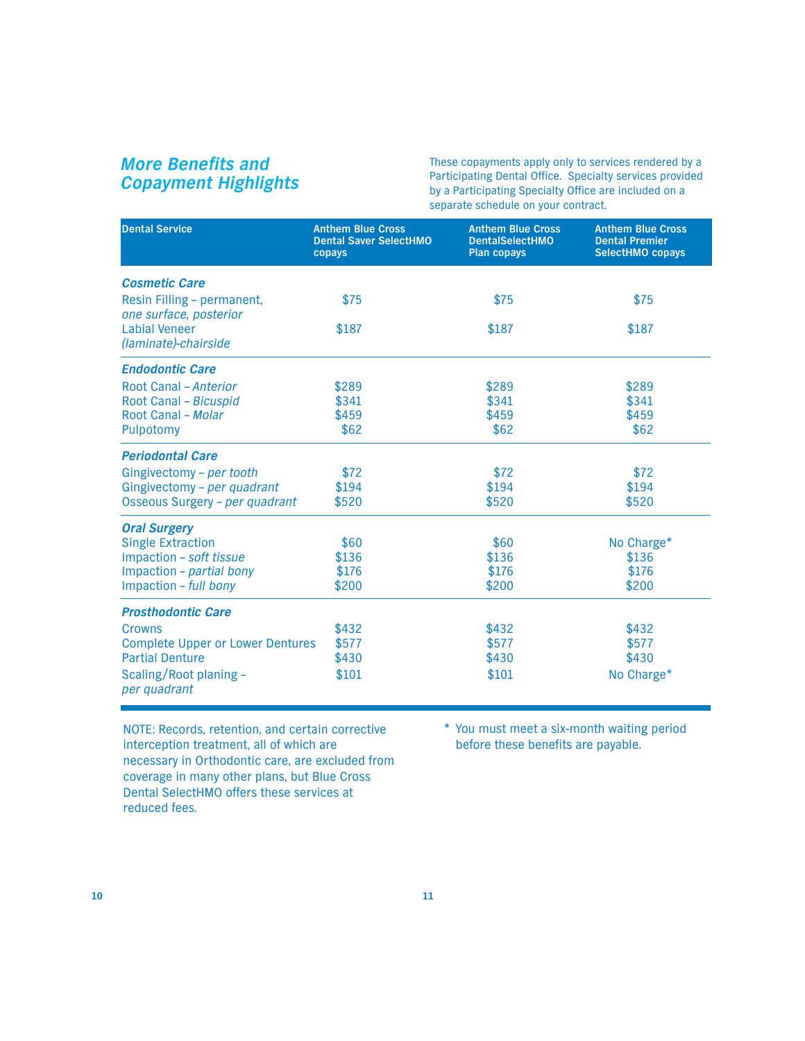## More Benefits and Copayment Highlights

These copayments apply only to services rendered by a Participating Dental Office. Specialty services provided by a Participating Specialty Office are included on a separate schedule on your contract.

| Dental Service | Anthem Blue Cross Dental Saver SelectHMO copays | Anthem Blue Cross DentalSelectHMO Plan copays | Anthem Blue Cross Dental Premier SelectHMO copays |
|---|---|---|---|
| ***Cosmetic Care*** | | | |
| Resin Filling – permanent, *one surface, posterior* | $75 | $75 | $75 |
| Labial Veneer *(laminate)-chairside* | $187 | $187 | $187 |
| ***Endodontic Care*** | | | |
| Root Canal – *Anterior* | $289 | $289 | $289 |
| Root Canal – *Bicuspid* | $341 | $341 | $341 |
| Root Canal – *Molar* | $459 | $459 | $459 |
| Pulpotomy | $62 | $62 | $62 |
| ***Periodontal Care*** | | | |
| Gingivectomy – *per tooth* | $72 | $72 | $72 |
| Gingivectomy – *per quadrant* | $194 | $194 | $194 |
| Osseous Surgery – *per quadrant* | $520 | $520 | $520 |
| ***Oral Surgery*** | | | |
| Single Extraction | $60 | $60 | No Charge* |
| Impaction – *soft tissue* | $136 | $136 | $136 |
| Impaction – *partial bony* | $176 | $176 | $176 |
| Impaction – *full bony* | $200 | $200 | $200 |
| ***Prosthodontic Care*** | | | |
| Crowns | $432 | $432 | $432 |
| Complete Upper or Lower Dentures | $577 | $577 | $577 |
| Partial Denture | $430 | $430 | $430 |
| Scaling/Root planing – *per quadrant* | $101 | $101 | No Charge* |

NOTE: Records, retention, and certain corrective interception treatment, all of which are necessary in Orthodontic care, are excluded from coverage in many other plans, but Blue Cross Dental SelectHMO offers these services at reduced fees.

\* You must meet a six-month waiting period before these benefits are payable.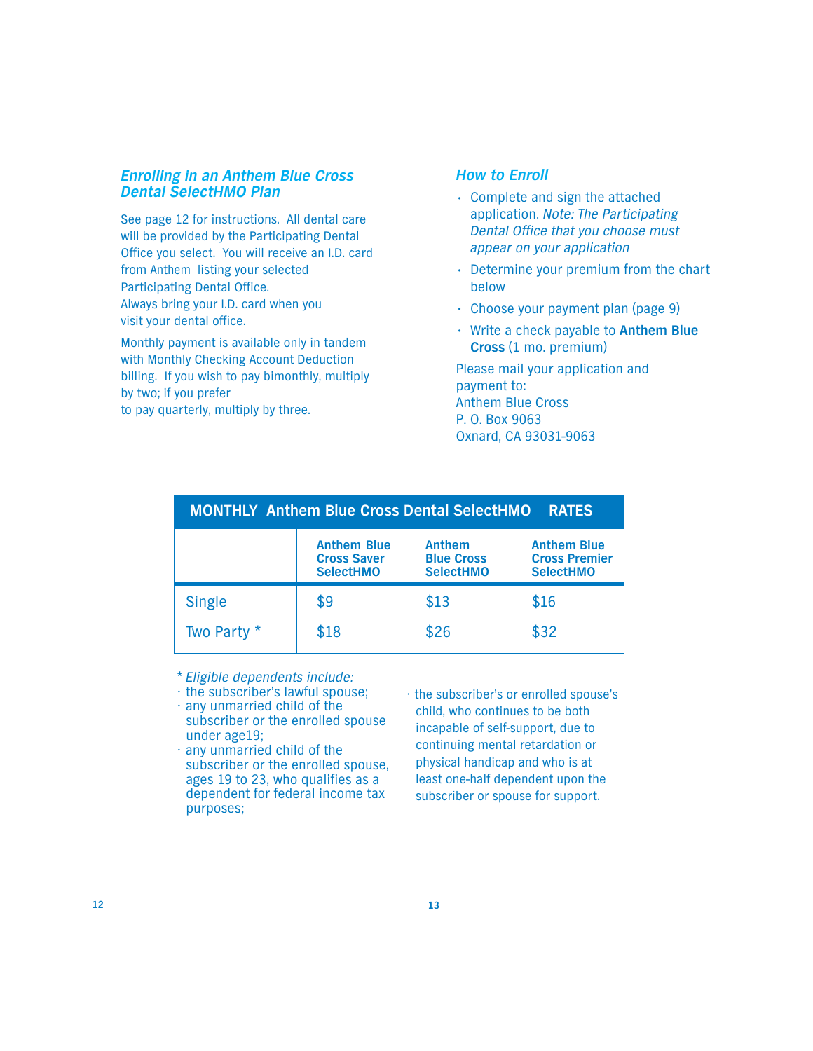## *Enrolling in an Anthem Blue Cross Dental SelectHMO Plan*

See page 12 for instructions. All dental care will be provided by the Participating Dental Office you select. You will receive an I.D. card from Anthem listing your selected Participating Dental Office. Always bring your I.D. card when you visit your dental office.

Monthly payment is available only in tandem with Monthly Checking Account Deduction billing. If you wish to pay bimonthly, multiply by two; if you prefer to pay quarterly, multiply by three.

## *How to Enroll*

- Complete and sign the attached application. *Note: The Participating Dental Office that you choose must appear on your application*
- Determine your premium from the chart below
- Choose your payment plan (page 9)
- Write a check payable to **Anthem Blue Cross** (1 mo. premium)

Please mail your application and payment to:
Anthem Blue Cross
P. O. Box 9063
Oxnard, CA 93031-9063

**MONTHLY Anthem Blue Cross Dental SelectHMO RATES**

| | Anthem Blue Cross Saver SelectHMO | Anthem Blue Cross SelectHMO | Anthem Blue Cross Premier SelectHMO |
|---|---|---|---|
| Single | $9 | $13 | $16 |
| Two Party * | $18 | $26 | $32 |

\* *Eligible dependents include:*

- the subscriber's lawful spouse;
- any unmarried child of the subscriber or the enrolled spouse under age19;
- any unmarried child of the subscriber or the enrolled spouse, ages 19 to 23, who qualifies as a dependent for federal income tax purposes;
- the subscriber's or enrolled spouse's child, who continues to be both incapable of self-support, due to continuing mental retardation or physical handicap and who is at least one-half dependent upon the subscriber or spouse for support.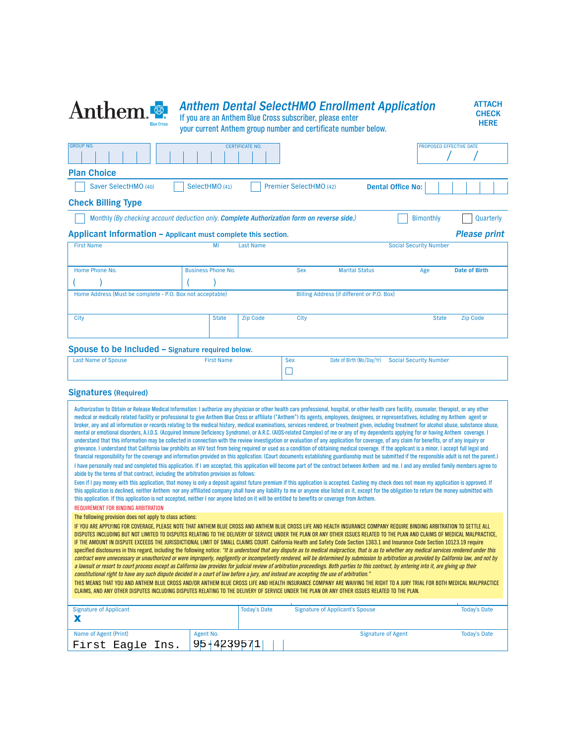# Anthem Dental SelectHMO Enrollment Application

Anthem Blue Cross

If you are an Anthem Blue Cross subscriber, please enter your current Anthem group number and certificate number below.

**ATTACH CHECK HERE**

| GROUP NO. | CERTIFICATE NO. | PROPOSED EFFECTIVE DATE |
|---|---|---|
| | | / / |

## Plan Choice

☐ Saver SelectHMO (40) ☐ SelectHMO (41) ☐ Premier SelectHMO (42) **Dental Office No:**

## Check Billing Type

☐ Monthly *(By checking account deduction only.* ***Complete Authorization form on reverse side.****)* ☐ Bimonthly ☐ Quarterly

## Applicant Information – Applicant must complete this section.

***Please print***

| First Name | MI | Last Name | Social Security Number |
|---|---|---|---|
| | | | |

| Home Phone No. | Business Phone No. | Sex | Marital Status | Age | **Date of Birth** |
|---|---|---|---|---|---|
| ( ) | ( ) | | | | |

| Home Address (Must be complete - P.O. Box not acceptable) | Billing Address (if different or P.O. Box) |
|---|---|
| | |

| City | State | Zip Code | City | State | Zip Code |
|---|---|---|---|---|---|
| | | | | | |

## Spouse to be Included – Signature required below.

| Last Name of Spouse | First Name | Sex | Date of Birth (Mo/Day/Yr) | Social Security Number |
|---|---|---|---|---|
| | | ☐ | | |

## Signatures (Required)

Authorization to Obtain or Release Medical Information: I authorize any physician or other health care professional, hospital, or other health care facility, counselor, therapist, or any other medical or medically related facility or professional to give Anthem Blue Cross or affiliate ("Anthem") its agents, employees, designees, or representatives, including my Anthem agent or broker, any and all information or records relating to the medical history, medical examinations, services rendered, or treatment given, including treatment for alcohol abuse, substance abuse, mental or emotional disorders, A.I.D.S. (Acquired Immune Deficiency Syndrome), or A.R.C. (AIDS-related Complex) of me or any of my dependents applying for or having Anthem coverage. I understand that this information may be collected in connection with the review investigation or evaluation of any application for coverage, of any claim for benefits, or of any inquiry or grievance. I understand that California law prohibits an HIV test from being required or used as a condition of obtaining medical coverage. If the applicant is a minor, I accept full legal and financial responsibility for the coverage and information provided on this application. (Court documents establishing guardianship must be submitted if the responsible adult is not the parent.)

I have personally read and completed this application. If I am accepted, this application will become part of the contract between Anthem and me. I and any enrolled family members agree to abide by the terms of that contract, including the arbitration provision as follows:

Even if I pay money with this application, that money is only a deposit against future premium if this application is accepted. Cashing my check does not mean my application is approved. If this application is declined, neither Anthem nor any affiliated company shall have any liability to me or anyone else listed on it, except for the obligation to return the money submitted with this application. If this application is not accepted, neither I nor anyone listed on it will be entitled to benefits or coverage from Anthem.

REQUIREMENT FOR BINDING ARBITRATION

The following provision does not apply to class actions:

IF YOU ARE APPLYING FOR COVERAGE, PLEASE NOTE THAT ANTHEM BLUE CROSS AND ANTHEM BLUE CROSS LIFE AND HEALTH INSURANCE COMPANY REQUIRE BINDING ARBITRATION TO SETTLE ALL DISPUTES INCLUDING BUT NOT LIMITED TO DISPUTES RELATING TO THE DELIVERY OF SERVICE UNDER THE PLAN OR ANY OTHER ISSUES RELATED TO THE PLAN AND CLAIMS OF MEDICAL MALPRACTICE, IF THE AMOUNT IN DISPUTE EXCEEDS THE JURISDICTIONAL LIMIT OF SMALL CLAIMS COURT. California Health and Safety Code Section 1363.1 and Insurance Code Section 10123.19 require specified disclosures in this regard, including the following notice: *"It is understood that any dispute as to medical malpractice, that is as to whether any medical services rendered under this contract were unnecessary or unauthorized or were improperly, negligently or incompetently rendered, will be determined by submission to arbitration as provided by California law, and not by a lawsuit or resort to court process except as California law provides for judicial review of arbitration proceedings. Both parties to this contract, by entering into it, are giving up their constitutional right to have any such dispute decided in a court of law before a jury, and instead are accepting the use of arbitration."*

THIS MEANS THAT YOU AND ANTHEM BLUE CROSS AND/OR ANTHEM BLUE CROSS LIFE AND HEALTH INSURANCE COMPANY ARE WAIVING THE RIGHT TO A JURY TRIAL FOR BOTH MEDICAL MALPRACTICE CLAIMS, AND ANY OTHER DISPUTES INCLUDING DISPUTES RELATING TO THE DELIVERY OF SERVICE UNDER THE PLAN OR ANY OTHER ISSUES RELATED TO THE PLAN.

| Signature of Applicant | Today's Date | Signature of Applicant's Spouse | Today's Date |
|---|---|---|---|
| **X** | | | |

| Name of Agent (Print) | Agent No. | Signature of Agent | Today's Date |
|---|---|---|---|
| First Eagle Ins. | 95-4239571 | | |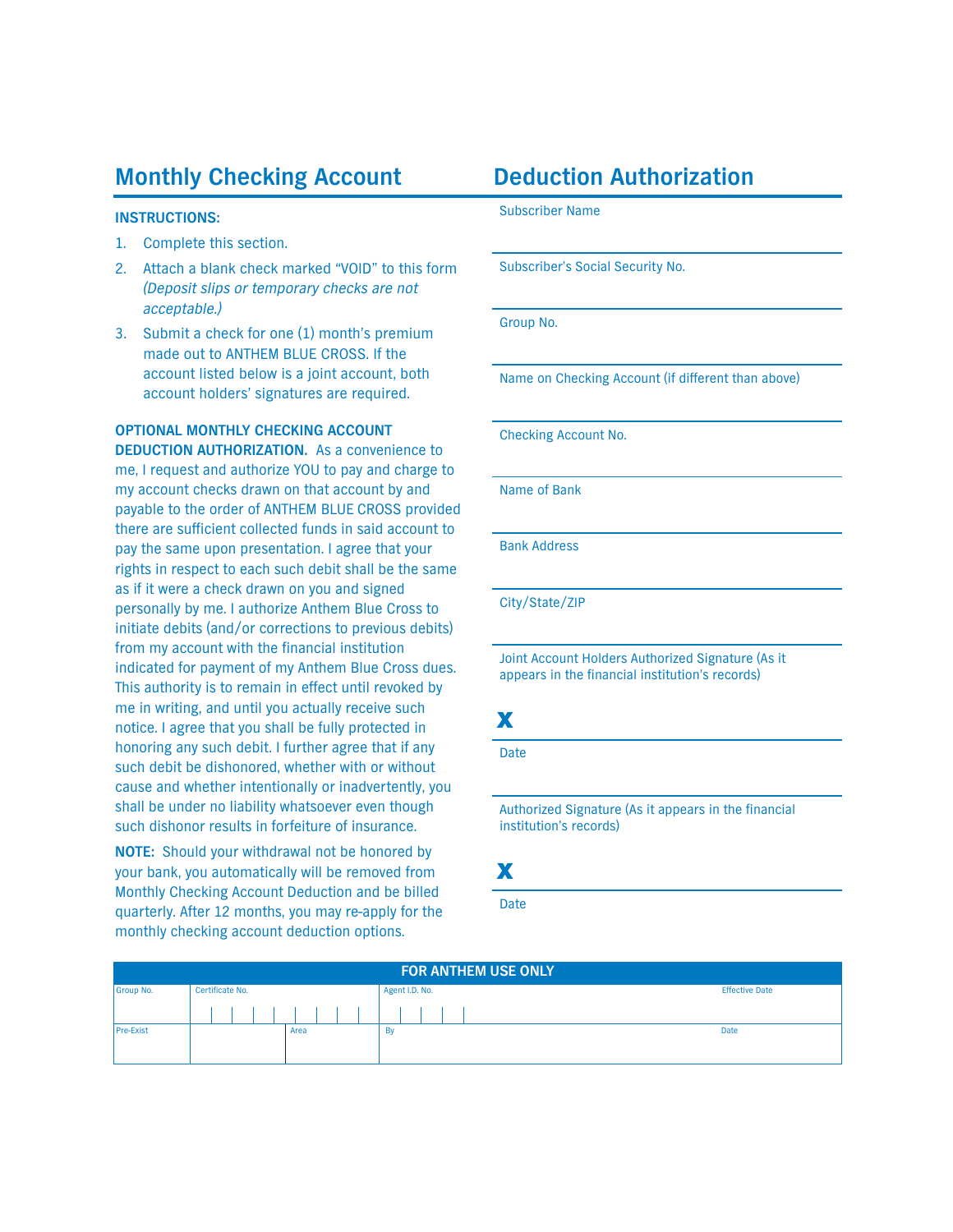# Monthly Checking Account Deduction Authorization

**INSTRUCTIONS:**

1. Complete this section.
2. Attach a blank check marked "VOID" to this form *(Deposit slips or temporary checks are not acceptable.)*
3. Submit a check for one (1) month's premium made out to ANTHEM BLUE CROSS. If the account listed below is a joint account, both account holders' signatures are required.

**OPTIONAL MONTHLY CHECKING ACCOUNT DEDUCTION AUTHORIZATION.** As a convenience to me, I request and authorize YOU to pay and charge to my account checks drawn on that account by and payable to the order of ANTHEM BLUE CROSS provided there are sufficient collected funds in said account to pay the same upon presentation. I agree that your rights in respect to each such debit shall be the same as if it were a check drawn on you and signed personally by me. I authorize Anthem Blue Cross to initiate debits (and/or corrections to previous debits) from my account with the financial institution indicated for payment of my Anthem Blue Cross dues. This authority is to remain in effect until revoked by me in writing, and until you actually receive such notice. I agree that you shall be fully protected in honoring any such debit. I further agree that if any such debit be dishonored, whether with or without cause and whether intentionally or inadvertently, you shall be under no liability whatsoever even though such dishonor results in forfeiture of insurance.

**NOTE:** Should your withdrawal not be honored by your bank, you automatically will be removed from Monthly Checking Account Deduction and be billed quarterly. After 12 months, you may re-apply for the monthly checking account deduction options.

Subscriber Name

Subscriber's Social Security No.

Group No.

Name on Checking Account (if different than above)

Checking Account No.

Name of Bank

Bank Address

City/State/ZIP

Joint Account Holders Authorized Signature (As it appears in the financial institution's records)

**X**

Date

Authorized Signature (As it appears in the financial institution's records)

**X**

Date

| FOR ANTHEM USE ONLY | | | | |
|---|---|---|---|---|
| Group No. | Certificate No. | | Agent I.D. No. | Effective Date |
| Pre-Exist | | Area | By | Date |